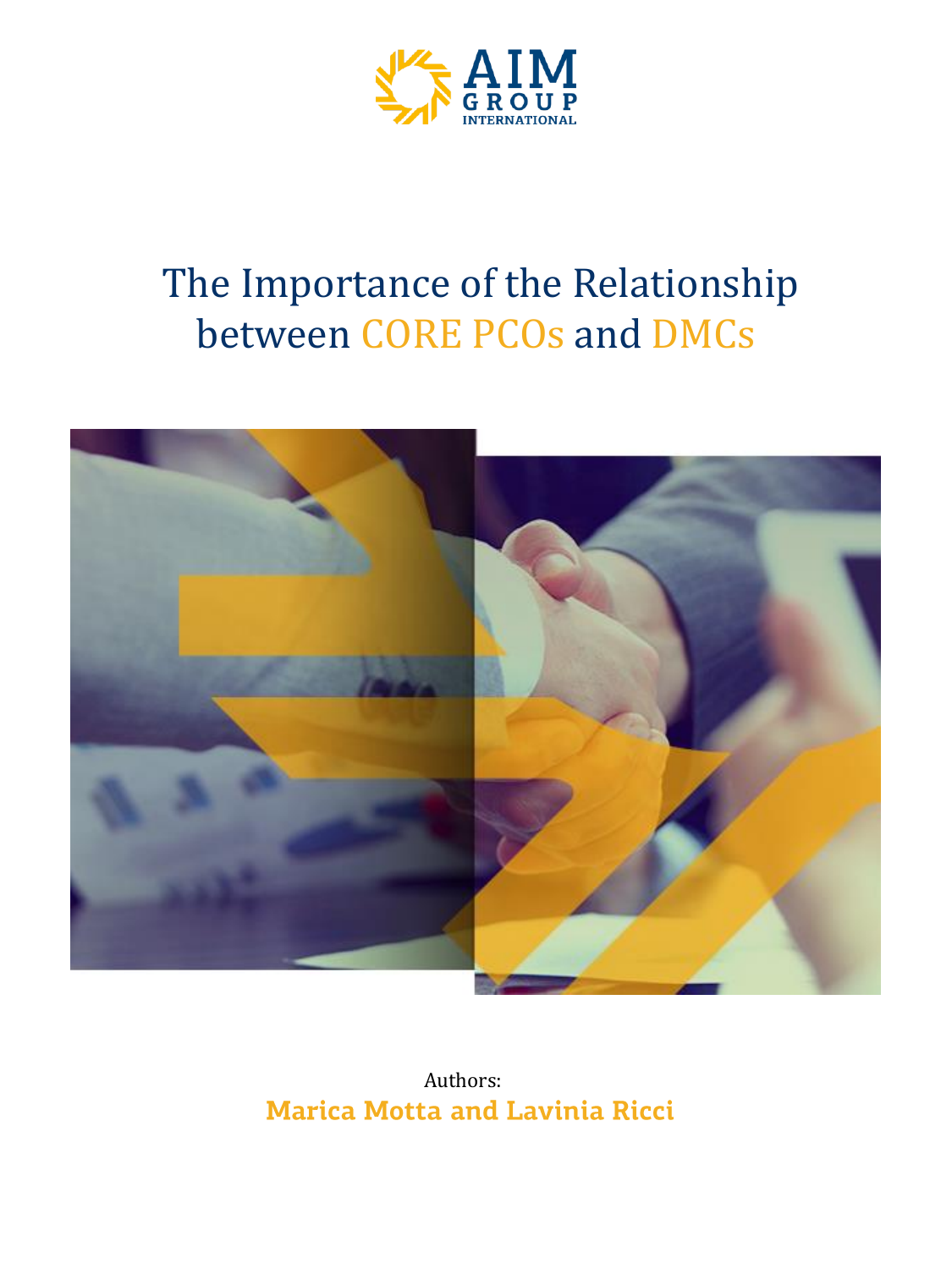AIM GROUP INTERNATIONAL

# The Importance of the Relationship between CORE PCOs and DMCs

Authors:

**Marica Motta and Lavinia Ricci**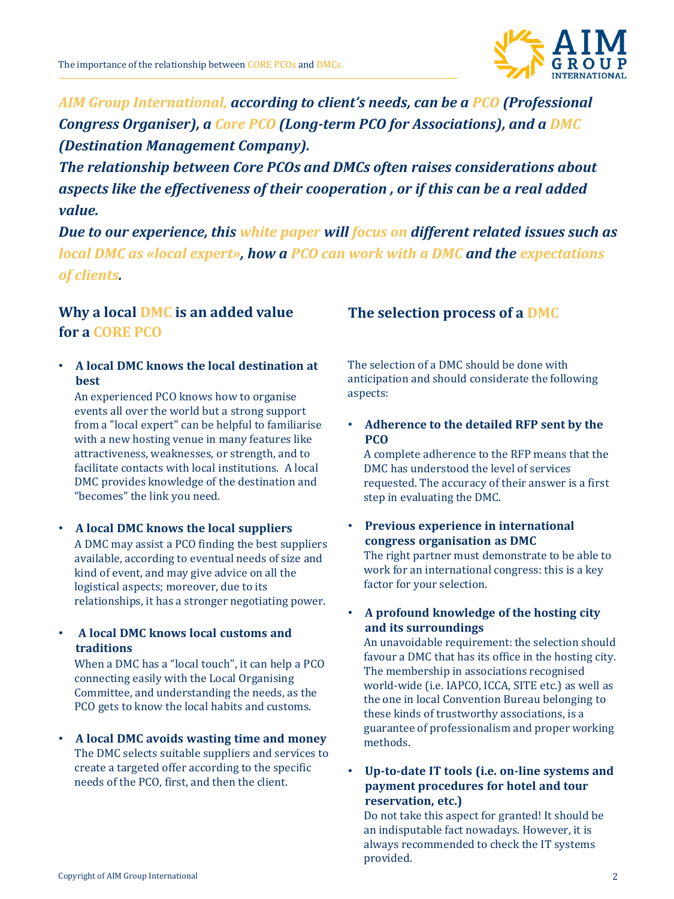***AIM Group International, according to client's needs, can be a PCO (Professional Congress Organiser), a Core PCO (Long-term PCO for Associations), and a DMC (Destination Management Company).***

***The relationship between Core PCOs and DMCs often raises considerations about aspects like the effectiveness of their cooperation , or if this can be a real added value.***

***Due to our experience, this white paper will focus on different related issues such as local DMC as «local expert», how a PCO can work with a DMC and the expectations of clients.***

## Why a local DMC is an added value for a CORE PCO

- **A local DMC knows the local destination at best**
  An experienced PCO knows how to organise events all over the world but a strong support from a "local expert" can be helpful to familiarise with a new hosting venue in many features like attractiveness, weaknesses, or strength, and to facilitate contacts with local institutions. A local DMC provides knowledge of the destination and "becomes" the link you need.

- **A local DMC knows the local suppliers**
  A DMC may assist a PCO finding the best suppliers available, according to eventual needs of size and kind of event, and may give advice on all the logistical aspects; moreover, due to its relationships, it has a stronger negotiating power.

- **A local DMC knows local customs and traditions**
  When a DMC has a "local touch", it can help a PCO connecting easily with the Local Organising Committee, and understanding the needs, as the PCO gets to know the local habits and customs.

- **A local DMC avoids wasting time and money**
  The DMC selects suitable suppliers and services to create a targeted offer according to the specific needs of the PCO, first, and then the client.

## The selection process of a DMC

The selection of a DMC should be done with anticipation and should considerate the following aspects:

- **Adherence to the detailed RFP sent by the PCO**
  A complete adherence to the RFP means that the DMC has understood the level of services requested. The accuracy of their answer is a first step in evaluating the DMC.

- **Previous experience in international congress organisation as DMC**
  The right partner must demonstrate to be able to work for an international congress: this is a key factor for your selection.

- **A profound knowledge of the hosting city and its surroundings**
  An unavoidable requirement: the selection should favour a DMC that has its office in the hosting city. The membership in associations recognised world-wide (i.e. IAPCO, ICCA, SITE etc.) as well as the one in local Convention Bureau belonging to these kinds of trustworthy associations, is a guarantee of professionalism and proper working methods.

- **Up-to-date IT tools (i.e. on-line systems and payment procedures for hotel and tour reservation, etc.)**
  Do not take this aspect for granted! It should be an indisputable fact nowadays. However, it is always recommended to check the IT systems provided.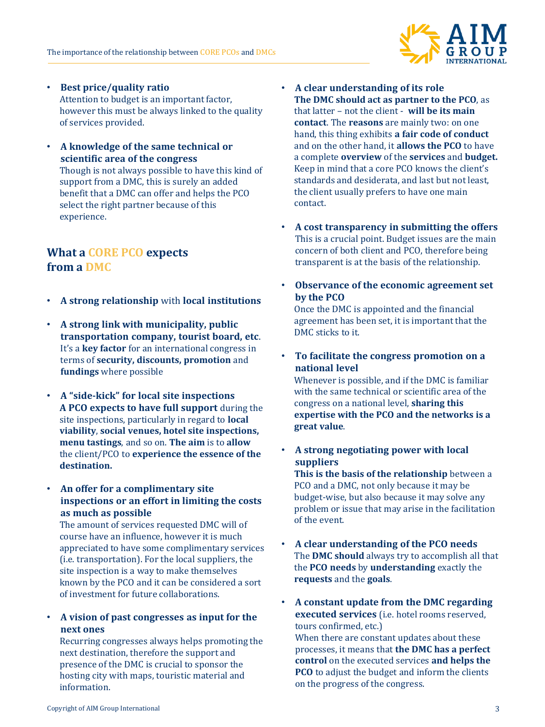- **Best price/quality ratio**
  Attention to budget is an important factor, however this must be always linked to the quality of services provided.

- **A knowledge of the same technical or scientific area of the congress**
  Though is not always possible to have this kind of support from a DMC, this is surely an added benefit that a DMC can offer and helps the PCO select the right partner because of this experience.

## What a CORE PCO expects from a DMC

- **A strong relationship** with **local institutions**

- **A strong link with municipality, public transportation company, tourist board, etc**. It's a **key factor** for an international congress in terms of **security, discounts, promotion** and **fundings** where possible

- **A "side-kick" for local site inspections**
  **A PCO expects to have full support** during the site inspections, particularly in regard to **local viability**, **social venues, hotel site inspections, menu tastings**, and so on. **The aim** is to **allow** the client/PCO to **experience the essence of the destination.**

- **An offer for a complimentary site inspections or an effort in limiting the costs as much as possible**
  The amount of services requested DMC will of course have an influence, however it is much appreciated to have some complimentary services (i.e. transportation). For the local suppliers, the site inspection is a way to make themselves known by the PCO and it can be considered a sort of investment for future collaborations.

- **A vision of past congresses as input for the next ones**
  Recurring congresses always helps promoting the next destination, therefore the support and presence of the DMC is crucial to sponsor the hosting city with maps, touristic material and information.

- **A clear understanding of its role**
  **The DMC should act as partner to the PCO**, as that latter – not the client - **will be its main contact**. The **reasons** are mainly two: on one hand, this thing exhibits **a fair code of conduct** and on the other hand, it **allows the PCO** to have a complete **overview** of the **services** and **budget.** Keep in mind that a core PCO knows the client's standards and desiderata, and last but not least, the client usually prefers to have one main contact.

- **A cost transparency in submitting the offers**
  This is a crucial point. Budget issues are the main concern of both client and PCO, therefore being transparent is at the basis of the relationship.

- **Observance of the economic agreement set by the PCO**
  Once the DMC is appointed and the financial agreement has been set, it is important that the DMC sticks to it.

- **To facilitate the congress promotion on a national level**
  Whenever is possible, and if the DMC is familiar with the same technical or scientific area of the congress on a national level, **sharing this expertise with the PCO and the networks is a great value**.

- **A strong negotiating power with local suppliers**
  **This is the basis of the relationship** between a PCO and a DMC, not only because it may be budget-wise, but also because it may solve any problem or issue that may arise in the facilitation of the event.

- **A clear understanding of the PCO needs**
  The **DMC should** always try to accomplish all that the **PCO needs** by **understanding** exactly the **requests** and the **goals**.

- **A constant update from the DMC regarding executed services** (i.e. hotel rooms reserved, tours confirmed, etc.)
  When there are constant updates about these processes, it means that **the DMC has a perfect control** on the executed services **and helps the PCO** to adjust the budget and inform the clients on the progress of the congress.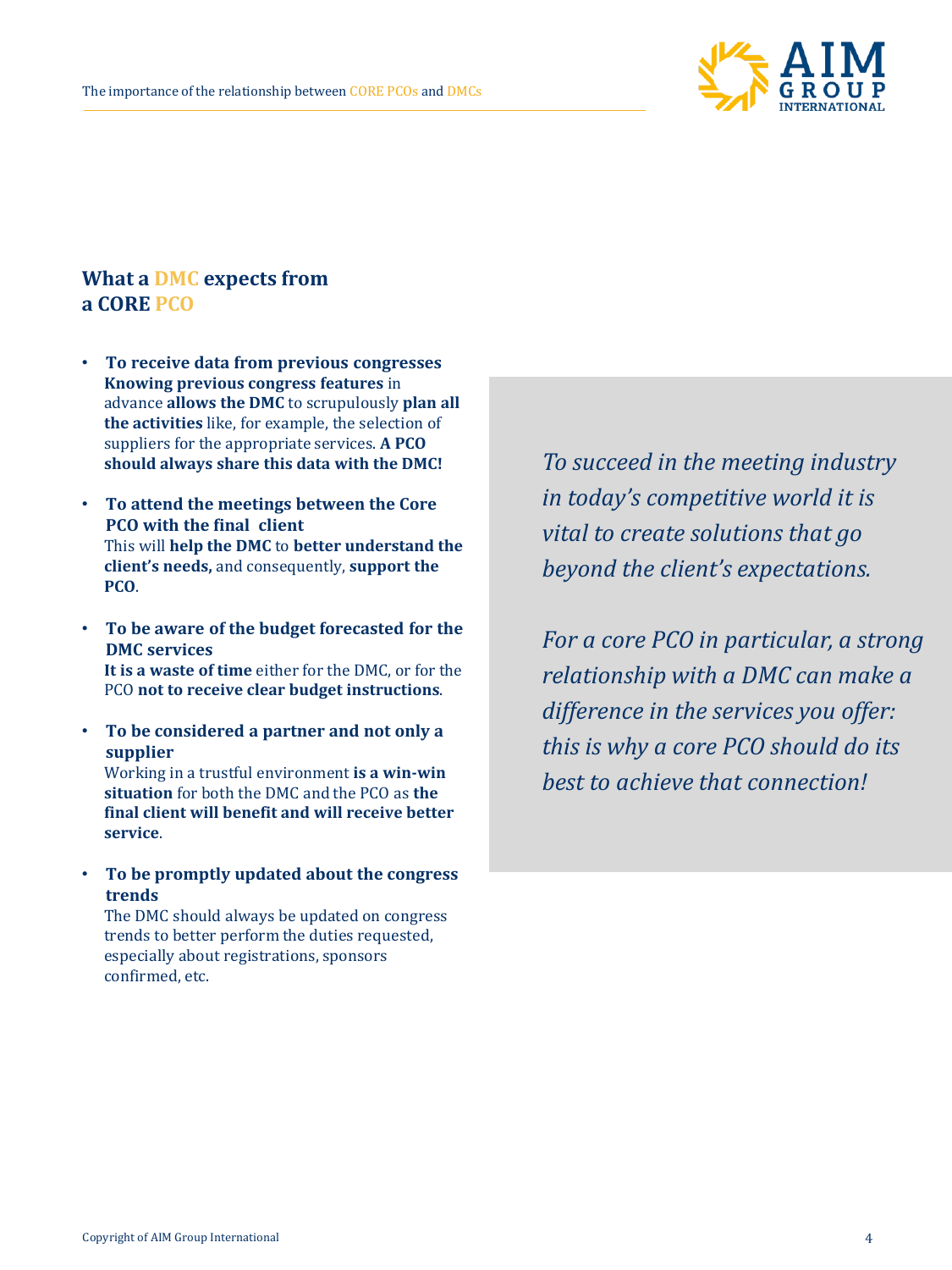## What a DMC expects from a CORE PCO

- **To receive data from previous congresses**
  **Knowing previous congress features** in advance **allows the DMC** to scrupulously **plan all the activities** like, for example, the selection of suppliers for the appropriate services. **A PCO should always share this data with the DMC!**

- **To attend the meetings between the Core PCO with the final client**
  This will **help the DMC** to **better understand the client's needs,** and consequently, **support the PCO**.

- **To be aware of the budget forecasted for the DMC services**
  **It is a waste of time** either for the DMC, or for the PCO **not to receive clear budget instructions**.

- **To be considered a partner and not only a supplier**
  Working in a trustful environment **is a win-win situation** for both the DMC and the PCO as **the final client will benefit and will receive better service**.

- **To be promptly updated about the congress trends**
  The DMC should always be updated on congress trends to better perform the duties requested, especially about registrations, sponsors confirmed, etc.

*To succeed in the meeting industry in today's competitive world it is vital to create solutions that go beyond the client's expectations.*

*For a core PCO in particular, a strong relationship with a DMC can make a difference in the services you offer: this is why a core PCO should do its best to achieve that connection!*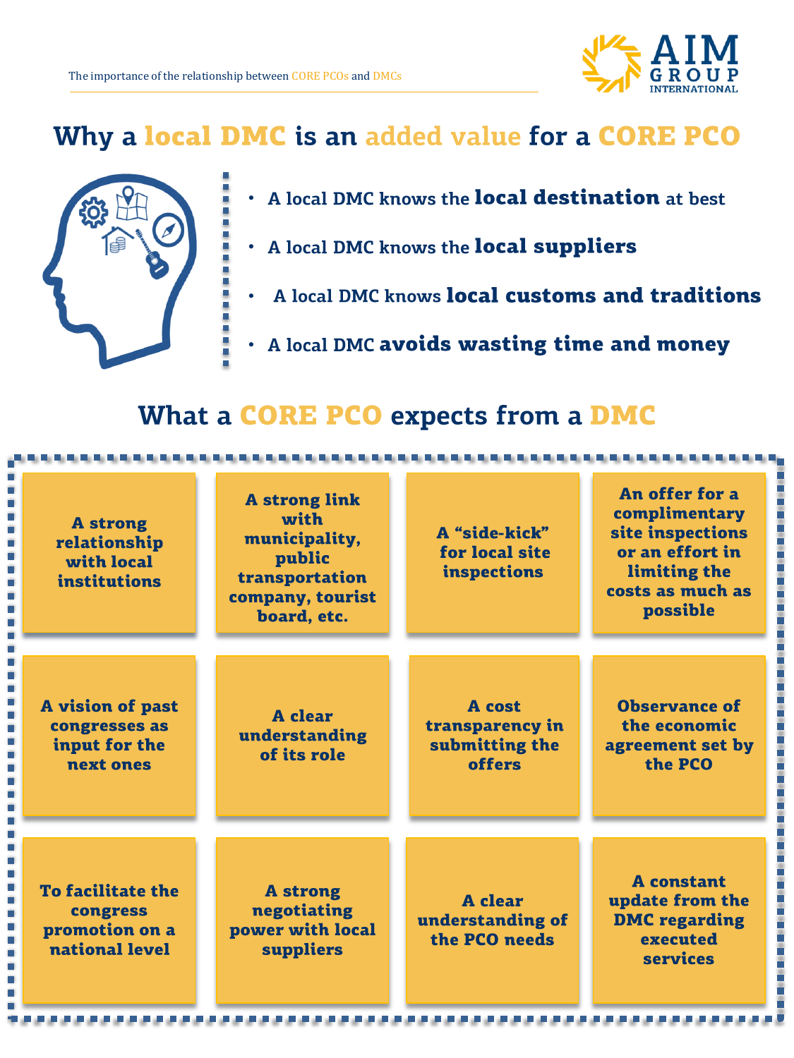# Why a local DMC is an added value for a CORE PCO

- A local DMC knows the **local destination** at best
- A local DMC knows the **local suppliers**
- A local DMC knows **local customs and traditions**
- A local DMC **avoids wasting time and money**

## What a CORE PCO expects from a DMC

- **A strong relationship with local institutions**
- **A strong link with municipality, public transportation company, tourist board, etc.**
- **A “side-kick” for local site inspections**
- **An offer for a complimentary site inspections or an effort in limiting the costs as much as possible**
- **A vision of past congresses as input for the next ones**
- **A clear understanding of its role**
- **A cost transparency in submitting the offers**
- **Observance of the economic agreement set by the PCO**
- **To facilitate the congress promotion on a national level**
- **A strong negotiating power with local suppliers**
- **A clear understanding of the PCO needs**
- **A constant update from the DMC regarding executed services**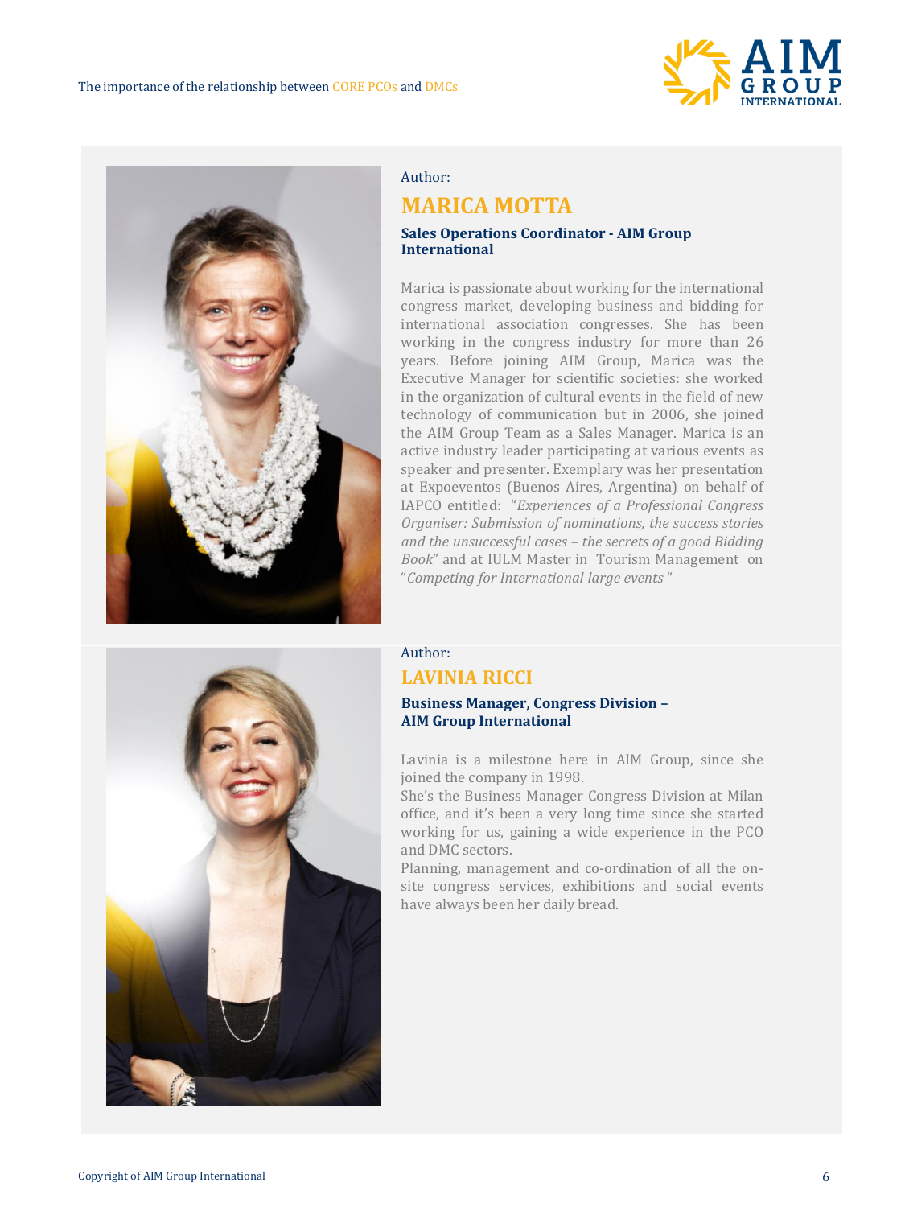Author:

## MARICA MOTTA

**Sales Operations Coordinator - AIM Group International**

Marica is passionate about working for the international congress market, developing business and bidding for international association congresses. She has been working in the congress industry for more than 26 years. Before joining AIM Group, Marica was the Executive Manager for scientific societies: she worked in the organization of cultural events in the field of new technology of communication but in 2006, she joined the AIM Group Team as a Sales Manager. Marica is an active industry leader participating at various events as speaker and presenter. Exemplary was her presentation at Expoeventos (Buenos Aires, Argentina) on behalf of IAPCO entitled: "*Experiences of a Professional Congress Organiser: Submission of nominations, the success stories and the unsuccessful cases – the secrets of a good Bidding Book*" and at IULM Master in Tourism Management on "*Competing for International large events* "

Author:

## LAVINIA RICCI

**Business Manager, Congress Division – AIM Group International**

Lavinia is a milestone here in AIM Group, since she joined the company in 1998.

She's the Business Manager Congress Division at Milan office, and it's been a very long time since she started working for us, gaining a wide experience in the PCO and DMC sectors.

Planning, management and co-ordination of all the on-site congress services, exhibitions and social events have always been her daily bread.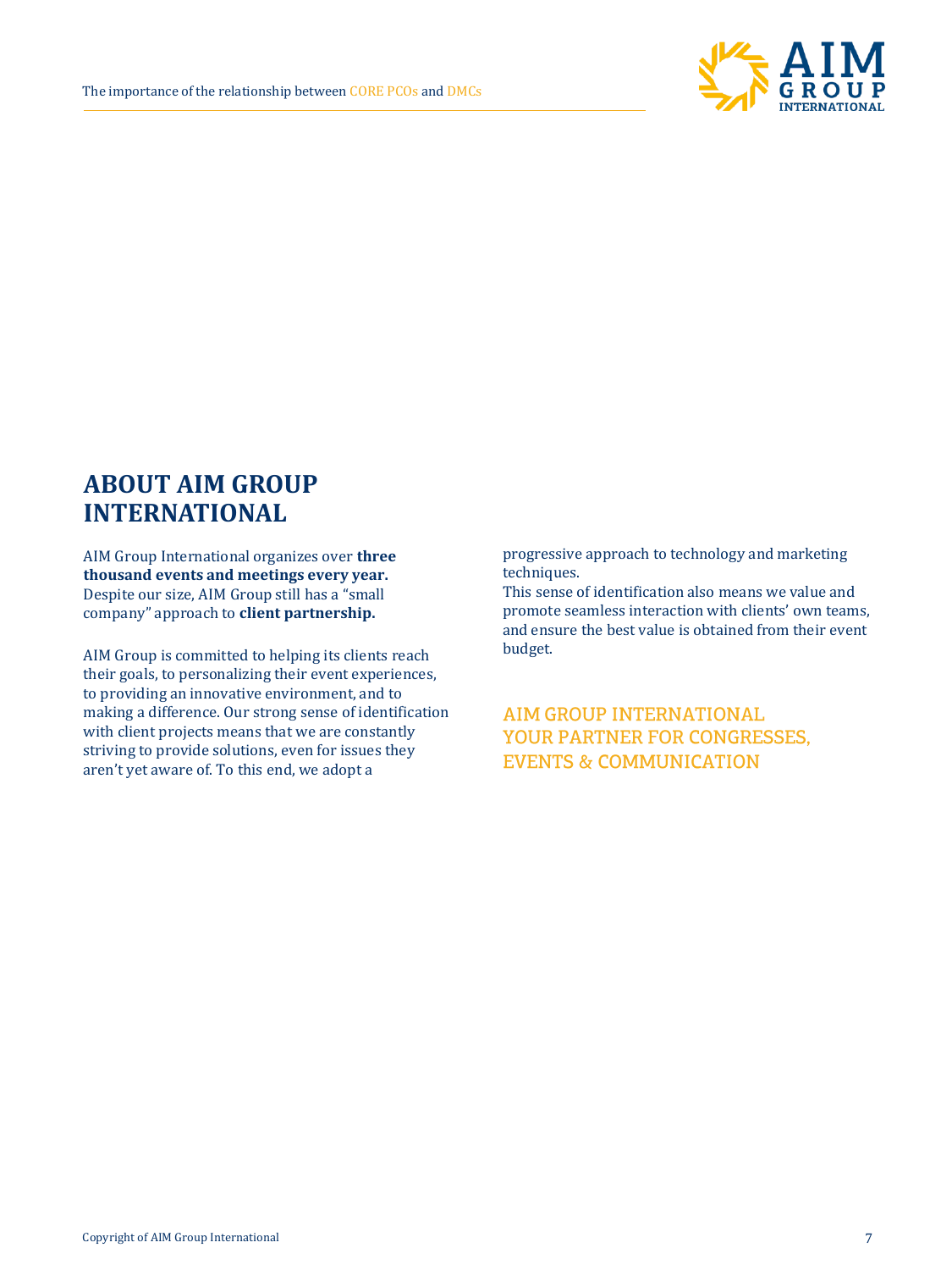## ABOUT AIM GROUP INTERNATIONAL

AIM Group International organizes over **three thousand events and meetings every year.** Despite our size, AIM Group still has a "small company" approach to **client partnership.**

AIM Group is committed to helping its clients reach their goals, to personalizing their event experiences, to providing an innovative environment, and to making a difference. Our strong sense of identification with client projects means that we are constantly striving to provide solutions, even for issues they aren't yet aware of. To this end, we adopt a progressive approach to technology and marketing techniques.
This sense of identification also means we value and promote seamless interaction with clients' own teams, and ensure the best value is obtained from their event budget.

AIM GROUP INTERNATIONAL
YOUR PARTNER FOR CONGRESSES, EVENTS & COMMUNICATION